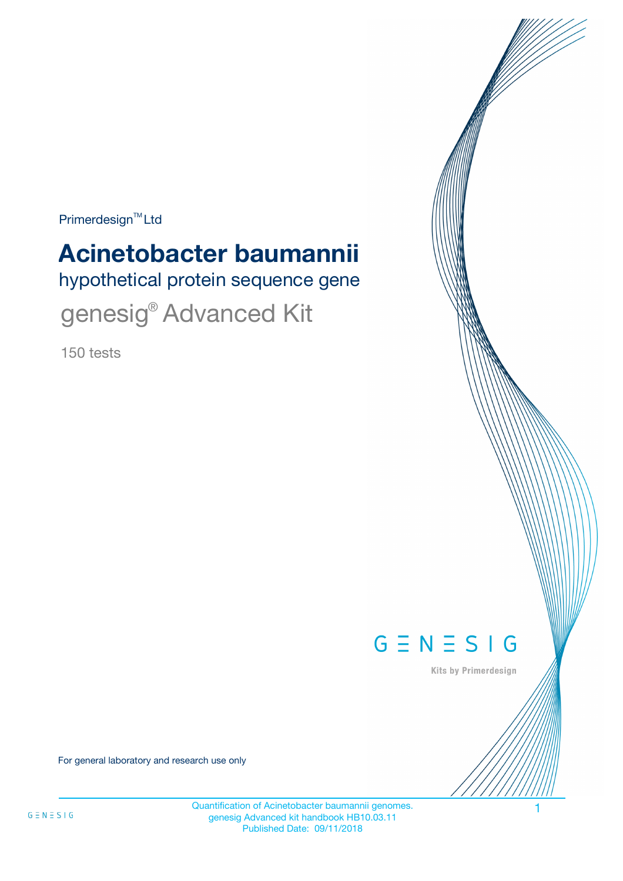Primerdesign™ Ltd

# Acinetobacter baumannii

## hypothetical protein sequence gene

## genesig® Advanced Kit

150 tests

GENESIG

Kits by Primerdesign

For general laboratory and research use only

Quantification of Acinetobacter baumannii genomes.
genesig Advanced kit handbook HB10.03.11
Published Date: 09/11/2018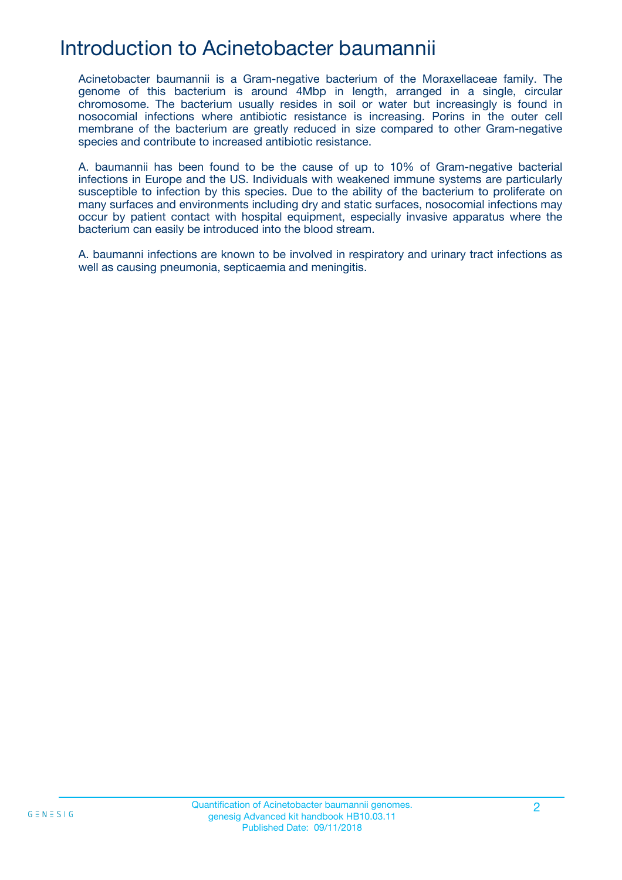# Introduction to Acinetobacter baumannii

Acinetobacter baumannii is a Gram-negative bacterium of the Moraxellaceae family. The genome of this bacterium is around 4Mbp in length, arranged in a single, circular chromosome. The bacterium usually resides in soil or water but increasingly is found in nosocomial infections where antibiotic resistance is increasing. Porins in the outer cell membrane of the bacterium are greatly reduced in size compared to other Gram-negative species and contribute to increased antibiotic resistance.

A. baumannii has been found to be the cause of up to 10% of Gram-negative bacterial infections in Europe and the US. Individuals with weakened immune systems are particularly susceptible to infection by this species. Due to the ability of the bacterium to proliferate on many surfaces and environments including dry and static surfaces, nosocomial infections may occur by patient contact with hospital equipment, especially invasive apparatus where the bacterium can easily be introduced into the blood stream.

A. baumanni infections are known to be involved in respiratory and urinary tract infections as well as causing pneumonia, septicaemia and meningitis.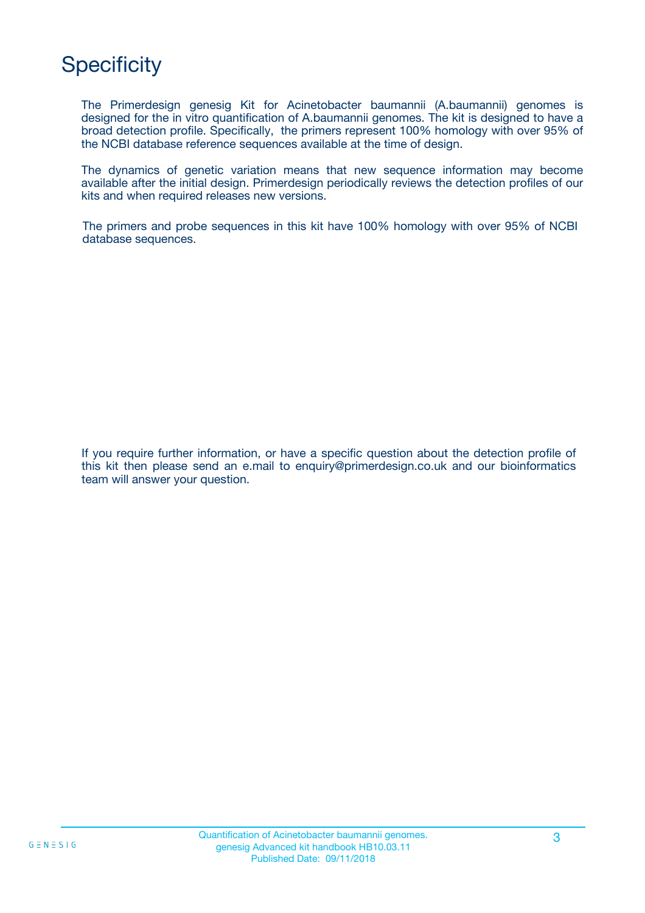# Specificity

The Primerdesign genesig Kit for Acinetobacter baumannii (A.baumannii) genomes is designed for the in vitro quantification of A.baumannii genomes. The kit is designed to have a broad detection profile. Specifically, the primers represent 100% homology with over 95% of the NCBI database reference sequences available at the time of design.

The dynamics of genetic variation means that new sequence information may become available after the initial design. Primerdesign periodically reviews the detection profiles of our kits and when required releases new versions.

The primers and probe sequences in this kit have 100% homology with over 95% of NCBI database sequences.

If you require further information, or have a specific question about the detection profile of this kit then please send an e.mail to enquiry@primerdesign.co.uk and our bioinformatics team will answer your question.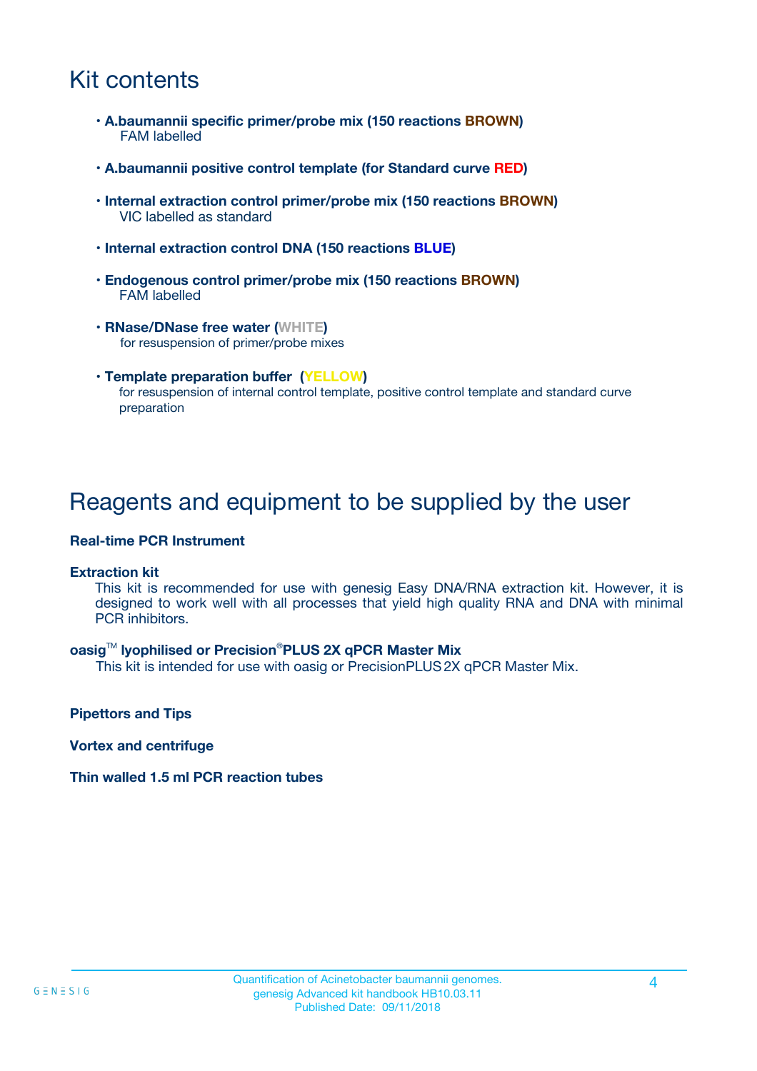# Kit contents

- **A.baumannii specific primer/probe mix (150 reactions BROWN)**
  FAM labelled
- **A.baumannii positive control template (for Standard curve RED)**
- **Internal extraction control primer/probe mix (150 reactions BROWN)**
  VIC labelled as standard
- **Internal extraction control DNA (150 reactions BLUE)**
- **Endogenous control primer/probe mix (150 reactions BROWN)**
  FAM labelled
- **RNase/DNase free water (WHITE)**
  for resuspension of primer/probe mixes
- **Template preparation buffer (YELLOW)**
  for resuspension of internal control template, positive control template and standard curve preparation

# Reagents and equipment to be supplied by the user

**Real-time PCR Instrument**

**Extraction kit**

This kit is recommended for use with genesig Easy DNA/RNA extraction kit. However, it is designed to work well with all processes that yield high quality RNA and DNA with minimal PCR inhibitors.

**oasig™ lyophilised or Precision®PLUS 2X qPCR Master Mix**

This kit is intended for use with oasig or PrecisionPLUS 2X qPCR Master Mix.

**Pipettors and Tips**

**Vortex and centrifuge**

**Thin walled 1.5 ml PCR reaction tubes**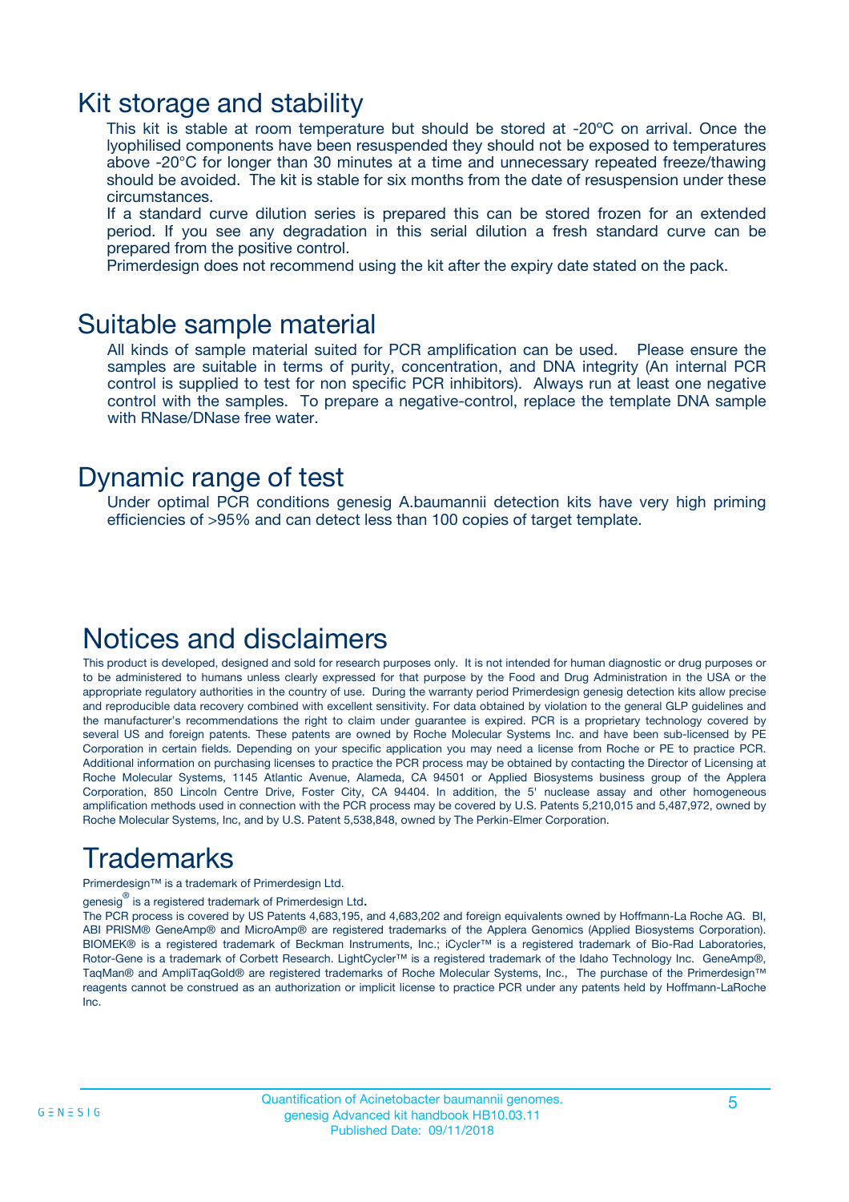## Kit storage and stability

This kit is stable at room temperature but should be stored at -20ºC on arrival. Once the lyophilised components have been resuspended they should not be exposed to temperatures above -20°C for longer than 30 minutes at a time and unnecessary repeated freeze/thawing should be avoided. The kit is stable for six months from the date of resuspension under these circumstances.

If a standard curve dilution series is prepared this can be stored frozen for an extended period. If you see any degradation in this serial dilution a fresh standard curve can be prepared from the positive control.

Primerdesign does not recommend using the kit after the expiry date stated on the pack.

## Suitable sample material

All kinds of sample material suited for PCR amplification can be used. Please ensure the samples are suitable in terms of purity, concentration, and DNA integrity (An internal PCR control is supplied to test for non specific PCR inhibitors). Always run at least one negative control with the samples. To prepare a negative-control, replace the template DNA sample with RNase/DNase free water.

## Dynamic range of test

Under optimal PCR conditions genesig A.baumannii detection kits have very high priming efficiencies of >95% and can detect less than 100 copies of target template.

## Notices and disclaimers

This product is developed, designed and sold for research purposes only. It is not intended for human diagnostic or drug purposes or to be administered to humans unless clearly expressed for that purpose by the Food and Drug Administration in the USA or the appropriate regulatory authorities in the country of use. During the warranty period Primerdesign genesig detection kits allow precise and reproducible data recovery combined with excellent sensitivity. For data obtained by violation to the general GLP guidelines and the manufacturer's recommendations the right to claim under guarantee is expired. PCR is a proprietary technology covered by several US and foreign patents. These patents are owned by Roche Molecular Systems Inc. and have been sub-licensed by PE Corporation in certain fields. Depending on your specific application you may need a license from Roche or PE to practice PCR. Additional information on purchasing licenses to practice the PCR process may be obtained by contacting the Director of Licensing at Roche Molecular Systems, 1145 Atlantic Avenue, Alameda, CA 94501 or Applied Biosystems business group of the Applera Corporation, 850 Lincoln Centre Drive, Foster City, CA 94404. In addition, the 5' nuclease assay and other homogeneous amplification methods used in connection with the PCR process may be covered by U.S. Patents 5,210,015 and 5,487,972, owned by Roche Molecular Systems, Inc, and by U.S. Patent 5,538,848, owned by The Perkin-Elmer Corporation.

## Trademarks

Primerdesign™ is a trademark of Primerdesign Ltd.

genesig® is a registered trademark of Primerdesign Ltd.

The PCR process is covered by US Patents 4,683,195, and 4,683,202 and foreign equivalents owned by Hoffmann-La Roche AG. BI, ABI PRISM® GeneAmp® and MicroAmp® are registered trademarks of the Applera Genomics (Applied Biosystems Corporation). BIOMEK® is a registered trademark of Beckman Instruments, Inc.; iCycler™ is a registered trademark of Bio-Rad Laboratories, Rotor-Gene is a trademark of Corbett Research. LightCycler™ is a registered trademark of the Idaho Technology Inc. GeneAmp®, TaqMan® and AmpliTaqGold® are registered trademarks of Roche Molecular Systems, Inc., The purchase of the Primerdesign™ reagents cannot be construed as an authorization or implicit license to practice PCR under any patents held by Hoffmann-LaRoche Inc.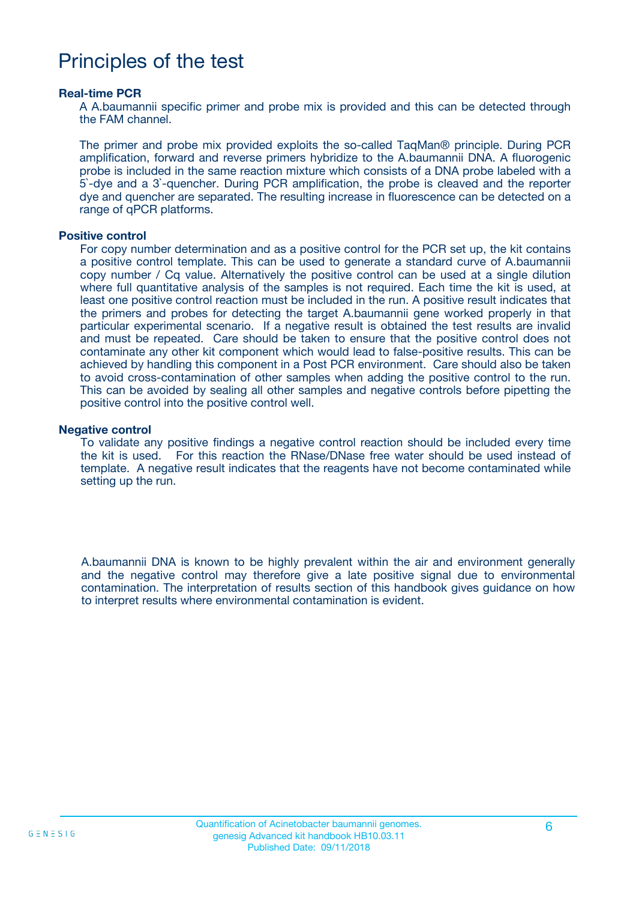# Principles of the test

### Real-time PCR

A A.baumannii specific primer and probe mix is provided and this can be detected through the FAM channel.

The primer and probe mix provided exploits the so-called TaqMan® principle. During PCR amplification, forward and reverse primers hybridize to the A.baumannii DNA. A fluorogenic probe is included in the same reaction mixture which consists of a DNA probe labeled with a 5`-dye and a 3`-quencher. During PCR amplification, the probe is cleaved and the reporter dye and quencher are separated. The resulting increase in fluorescence can be detected on a range of qPCR platforms.

### Positive control

For copy number determination and as a positive control for the PCR set up, the kit contains a positive control template. This can be used to generate a standard curve of A.baumannii copy number / Cq value. Alternatively the positive control can be used at a single dilution where full quantitative analysis of the samples is not required. Each time the kit is used, at least one positive control reaction must be included in the run. A positive result indicates that the primers and probes for detecting the target A.baumannii gene worked properly in that particular experimental scenario. If a negative result is obtained the test results are invalid and must be repeated. Care should be taken to ensure that the positive control does not contaminate any other kit component which would lead to false-positive results. This can be achieved by handling this component in a Post PCR environment. Care should also be taken to avoid cross-contamination of other samples when adding the positive control to the run. This can be avoided by sealing all other samples and negative controls before pipetting the positive control into the positive control well.

### Negative control

To validate any positive findings a negative control reaction should be included every time the kit is used. For this reaction the RNase/DNase free water should be used instead of template. A negative result indicates that the reagents have not become contaminated while setting up the run.

A.baumannii DNA is known to be highly prevalent within the air and environment generally and the negative control may therefore give a late positive signal due to environmental contamination. The interpretation of results section of this handbook gives guidance on how to interpret results where environmental contamination is evident.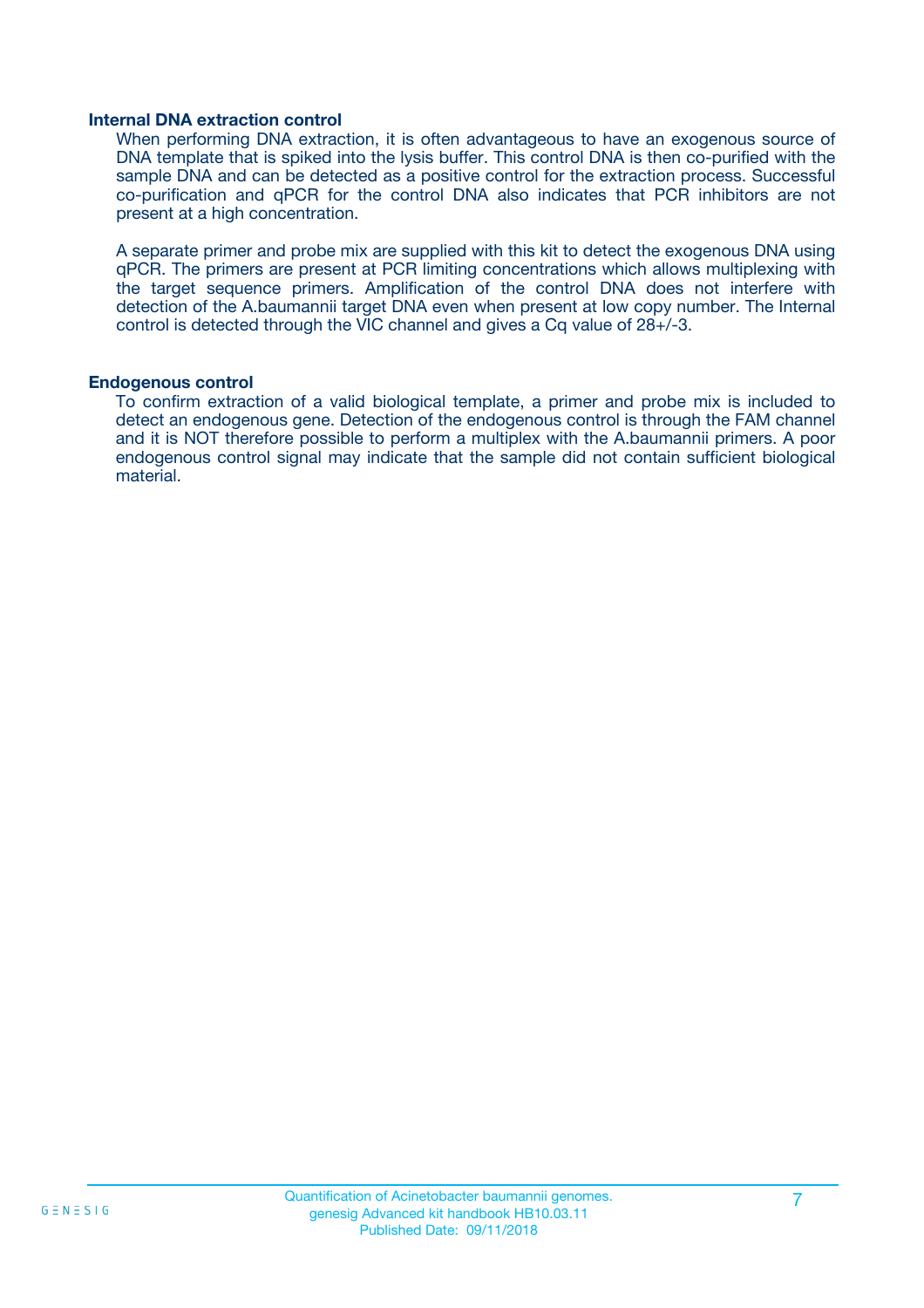### Internal DNA extraction control

When performing DNA extraction, it is often advantageous to have an exogenous source of DNA template that is spiked into the lysis buffer. This control DNA is then co-purified with the sample DNA and can be detected as a positive control for the extraction process. Successful co-purification and qPCR for the control DNA also indicates that PCR inhibitors are not present at a high concentration.

A separate primer and probe mix are supplied with this kit to detect the exogenous DNA using qPCR. The primers are present at PCR limiting concentrations which allows multiplexing with the target sequence primers. Amplification of the control DNA does not interfere with detection of the A.baumannii target DNA even when present at low copy number. The Internal control is detected through the VIC channel and gives a Cq value of 28+/-3.

### Endogenous control

To confirm extraction of a valid biological template, a primer and probe mix is included to detect an endogenous gene. Detection of the endogenous control is through the FAM channel and it is NOT therefore possible to perform a multiplex with the A.baumannii primers. A poor endogenous control signal may indicate that the sample did not contain sufficient biological material.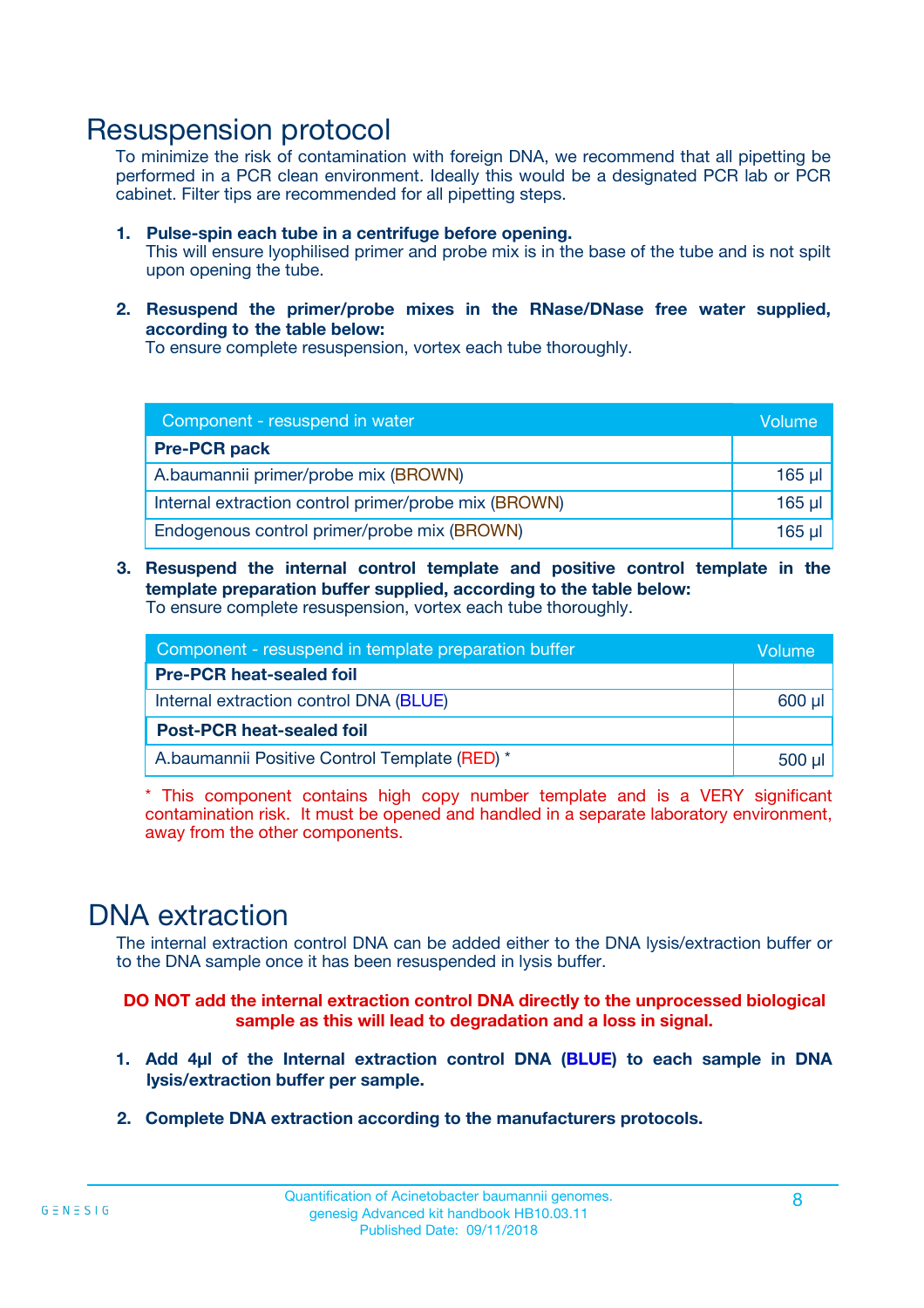# Resuspension protocol

To minimize the risk of contamination with foreign DNA, we recommend that all pipetting be performed in a PCR clean environment. Ideally this would be a designated PCR lab or PCR cabinet. Filter tips are recommended for all pipetting steps.

1. **Pulse-spin each tube in a centrifuge before opening.**
   This will ensure lyophilised primer and probe mix is in the base of the tube and is not spilt upon opening the tube.

2. **Resuspend the primer/probe mixes in the RNase/DNase free water supplied, according to the table below:**
   To ensure complete resuspension, vortex each tube thoroughly.

| Component - resuspend in water | Volume |
|---|---|
| **Pre-PCR pack** | |
| A.baumannii primer/probe mix (BROWN) | 165 µl |
| Internal extraction control primer/probe mix (BROWN) | 165 µl |
| Endogenous control primer/probe mix (BROWN) | 165 µl |

3. **Resuspend the internal control template and positive control template in the template preparation buffer supplied, according to the table below:**
   To ensure complete resuspension, vortex each tube thoroughly.

| Component - resuspend in template preparation buffer | Volume |
|---|---|
| **Pre-PCR heat-sealed foil** | |
| Internal extraction control DNA (BLUE) | 600 µl |
| **Post-PCR heat-sealed foil** | |
| A.baumannii Positive Control Template (RED) * | 500 µl |

\* This component contains high copy number template and is a VERY significant contamination risk. It must be opened and handled in a separate laboratory environment, away from the other components.

# DNA extraction

The internal extraction control DNA can be added either to the DNA lysis/extraction buffer or to the DNA sample once it has been resuspended in lysis buffer.

**DO NOT add the internal extraction control DNA directly to the unprocessed biological sample as this will lead to degradation and a loss in signal.**

1. **Add 4µl of the Internal extraction control DNA (BLUE) to each sample in DNA lysis/extraction buffer per sample.**

2. **Complete DNA extraction according to the manufacturers protocols.**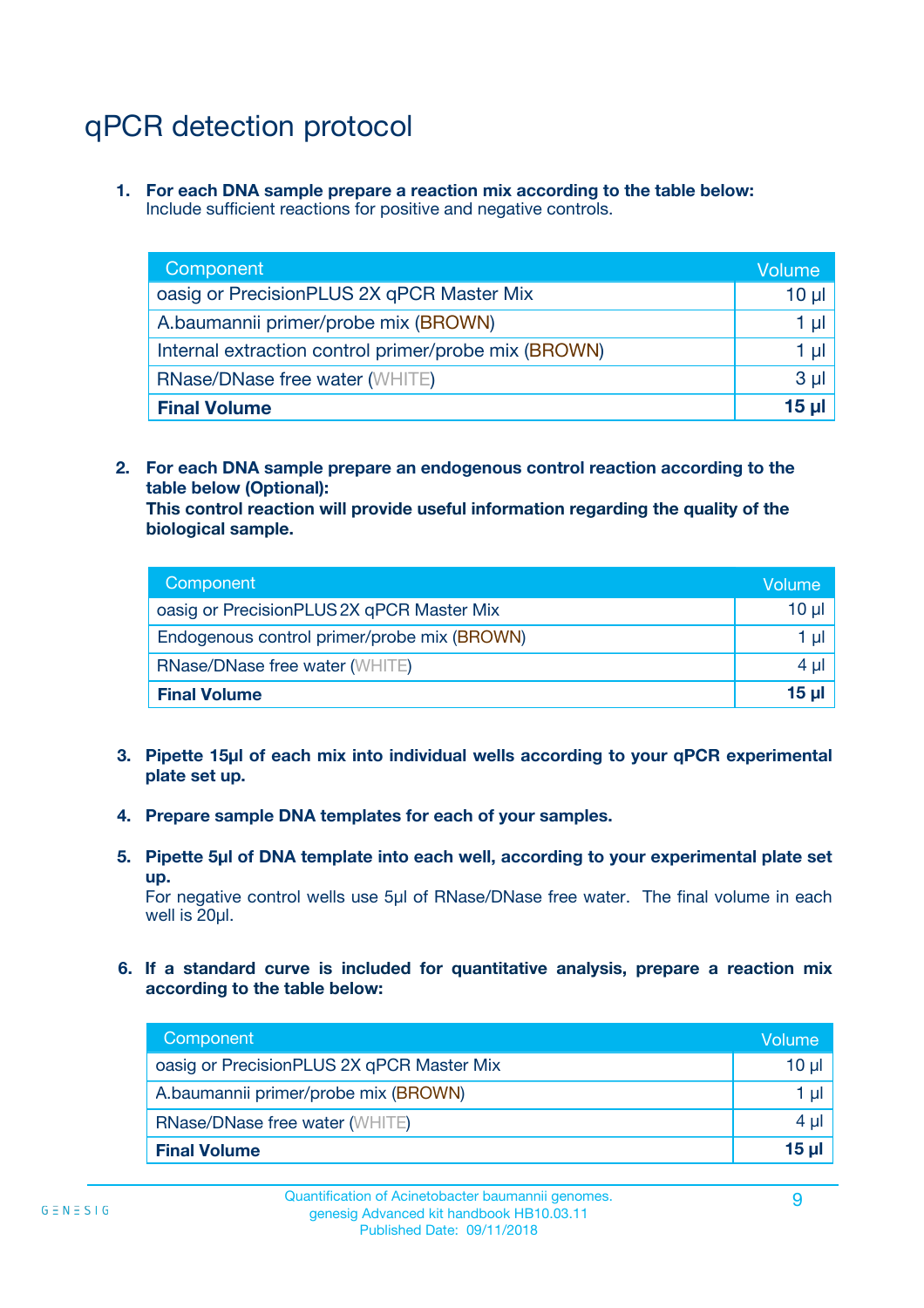# qPCR detection protocol

1. **For each DNA sample prepare a reaction mix according to the table below:**
   Include sufficient reactions for positive and negative controls.

| Component | Volume |
|---|---|
| oasig or PrecisionPLUS 2X qPCR Master Mix | 10 µl |
| A.baumannii primer/probe mix (BROWN) | 1 µl |
| Internal extraction control primer/probe mix (BROWN) | 1 µl |
| RNase/DNase free water (WHITE) | 3 µl |
| **Final Volume** | **15 µl** |

2. **For each DNA sample prepare an endogenous control reaction according to the table below (Optional):**
   **This control reaction will provide useful information regarding the quality of the biological sample.**

| Component | Volume |
|---|---|
| oasig or PrecisionPLUS 2X qPCR Master Mix | 10 µl |
| Endogenous control primer/probe mix (BROWN) | 1 µl |
| RNase/DNase free water (WHITE) | 4 µl |
| **Final Volume** | **15 µl** |

3. **Pipette 15µl of each mix into individual wells according to your qPCR experimental plate set up.**

4. **Prepare sample DNA templates for each of your samples.**

5. **Pipette 5µl of DNA template into each well, according to your experimental plate set up.**
   For negative control wells use 5µl of RNase/DNase free water. The final volume in each well is 20µl.

6. **If a standard curve is included for quantitative analysis, prepare a reaction mix according to the table below:**

| Component | Volume |
|---|---|
| oasig or PrecisionPLUS 2X qPCR Master Mix | 10 µl |
| A.baumannii primer/probe mix (BROWN) | 1 µl |
| RNase/DNase free water (WHITE) | 4 µl |
| **Final Volume** | **15 µl** |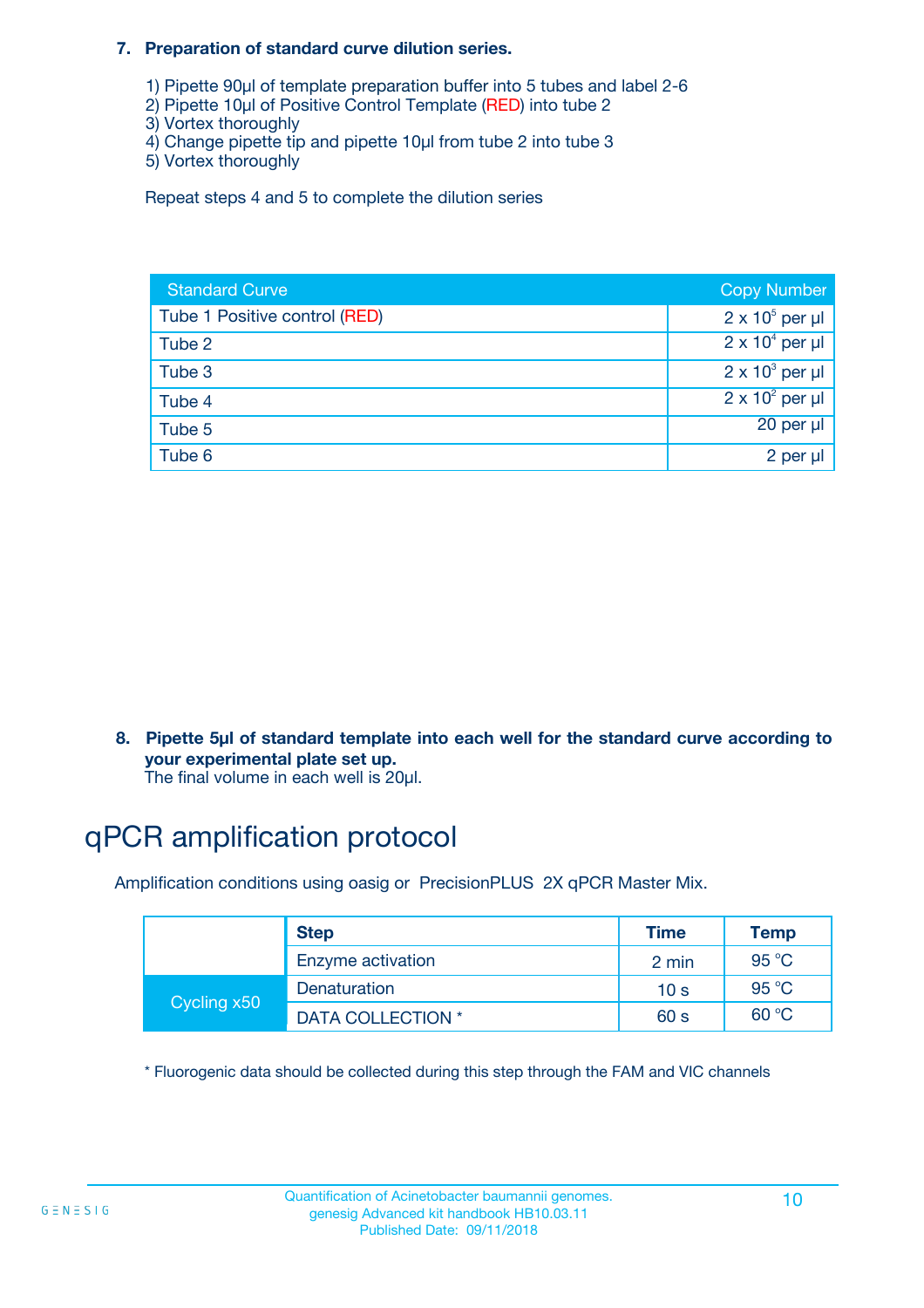**7. Preparation of standard curve dilution series.**

1) Pipette 90µl of template preparation buffer into 5 tubes and label 2-6
2) Pipette 10µl of Positive Control Template (RED) into tube 2
3) Vortex thoroughly
4) Change pipette tip and pipette 10µl from tube 2 into tube 3
5) Vortex thoroughly

Repeat steps 4 and 5 to complete the dilution series

| Standard Curve | Copy Number |
|---|---|
| Tube 1 Positive control (RED) | $2 \times 10^5$ per µl |
| Tube 2 | $2 \times 10^4$ per µl |
| Tube 3 | $2 \times 10^3$ per µl |
| Tube 4 | $2 \times 10^2$ per µl |
| Tube 5 | 20 per µl |
| Tube 6 | 2 per µl |

**8. Pipette 5µl of standard template into each well for the standard curve according to your experimental plate set up.**
The final volume in each well is 20µl.

# qPCR amplification protocol

Amplification conditions using oasig or PrecisionPLUS 2X qPCR Master Mix.

| | Step | Time | Temp |
|---|---|---|---|
| | Enzyme activation | 2 min | 95 °C |
| Cycling x50 | Denaturation | 10 s | 95 °C |
| | DATA COLLECTION * | 60 s | 60 °C |

* Fluorogenic data should be collected during this step through the FAM and VIC channels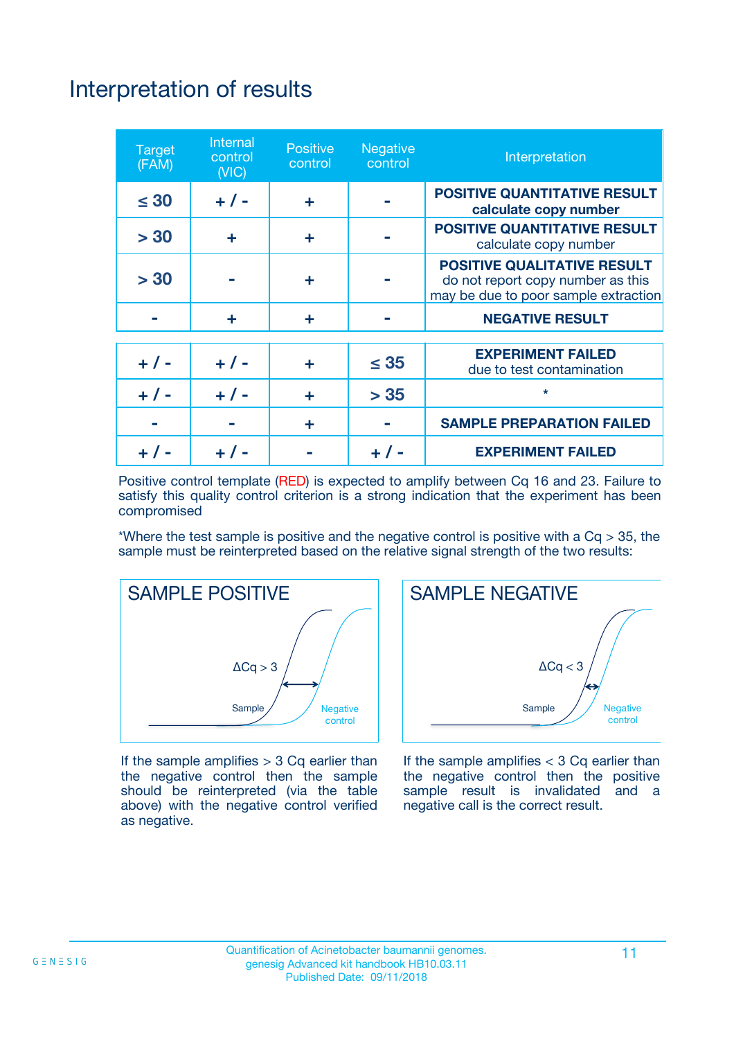# Interpretation of results

| Target (FAM) | Internal control (VIC) | Positive control | Negative control | Interpretation |
|---|---|---|---|---|
| ≤ 30 | + / - | + | - | **POSITIVE QUANTITATIVE RESULT** **calculate copy number** |
| > 30 | + | + | - | **POSITIVE QUANTITATIVE RESULT** calculate copy number |
| > 30 | - | + | - | **POSITIVE QUALITATIVE RESULT** do not report copy number as this may be due to poor sample extraction |
| - | + | + | - | **NEGATIVE RESULT** |
| + / - | + / - | + | ≤ 35 | **EXPERIMENT FAILED** due to test contamination |
| + / - | + / - | + | > 35 | * |
| - | - | + | - | **SAMPLE PREPARATION FAILED** |
| + / - | + / - | - | + / - | **EXPERIMENT FAILED** |

Positive control template (RED) is expected to amplify between Cq 16 and 23. Failure to satisfy this quality control criterion is a strong indication that the experiment has been compromised

*Where the test sample is positive and the negative control is positive with a Cq > 35, the sample must be reinterpreted based on the relative signal strength of the two results:

**SAMPLE POSITIVE**

$\Delta Cq > 3$

Sample — Negative control

If the sample amplifies > 3 Cq earlier than the negative control then the sample should be reinterpreted (via the table above) with the negative control verified as negative.

**SAMPLE NEGATIVE**

$\Delta Cq < 3$

Sample — Negative control

If the sample amplifies < 3 Cq earlier than the negative control then the positive sample result is invalidated and a negative call is the correct result.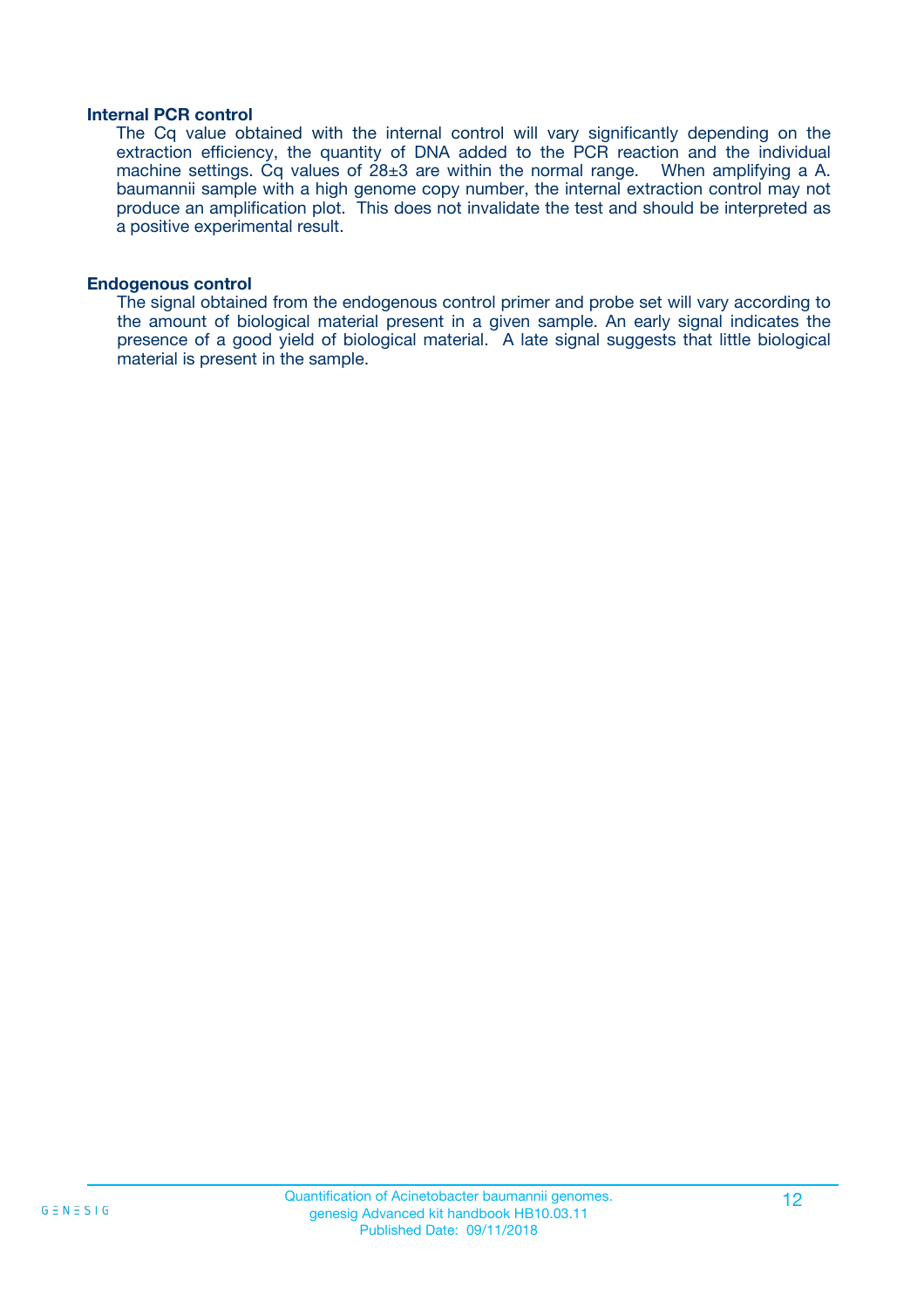### Internal PCR control

The Cq value obtained with the internal control will vary significantly depending on the extraction efficiency, the quantity of DNA added to the PCR reaction and the individual machine settings. Cq values of 28±3 are within the normal range. When amplifying a A. baumannii sample with a high genome copy number, the internal extraction control may not produce an amplification plot. This does not invalidate the test and should be interpreted as a positive experimental result.

### Endogenous control

The signal obtained from the endogenous control primer and probe set will vary according to the amount of biological material present in a given sample. An early signal indicates the presence of a good yield of biological material. A late signal suggests that little biological material is present in the sample.